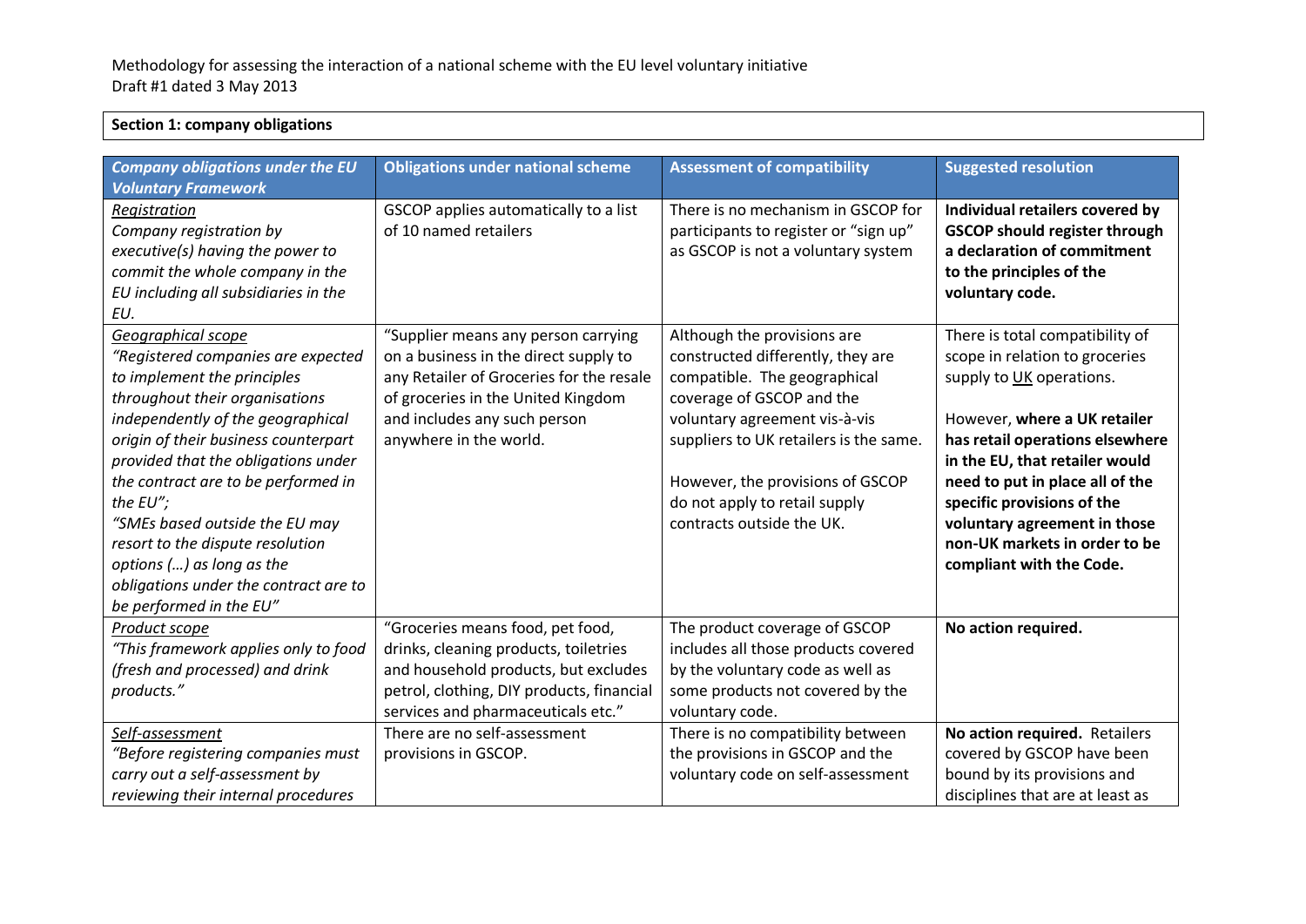Methodology for assessing the interaction of a national scheme with the EU level voluntary initiative
Draft #1 dated 3 May 2013

**Section 1: company obligations**

| *Company obligations under the EU Voluntary Framework* | Obligations under national scheme | Assessment of compatibility | Suggested resolution |
|---|---|---|---|
| <u>*Registration*</u><br>*Company registration by executive(s) having the power to commit the whole company in the EU including all subsidiaries in the EU.* | GSCOP applies automatically to a list of 10 named retailers | There is no mechanism in GSCOP for participants to register or "sign up" as GSCOP is not a voluntary system | **Individual retailers covered by GSCOP should register through a declaration of commitment to the principles of the voluntary code.** |
| <u>*Geographical scope*</u><br>*"Registered companies are expected to implement the principles throughout their organisations independently of the geographical origin of their business counterpart provided that the obligations under the contract are to be performed in the EU";*<br>*"SMEs based outside the EU may resort to the dispute resolution options (…) as long as the obligations under the contract are to be performed in the EU"* | "Supplier means any person carrying on a business in the direct supply to any Retailer of Groceries for the resale of groceries in the United Kingdom and includes any such person anywhere in the world. | Although the provisions are constructed differently, they are compatible. The geographical coverage of GSCOP and the voluntary agreement vis-à-vis suppliers to UK retailers is the same.<br><br>However, the provisions of GSCOP do not apply to retail supply contracts outside the UK. | There is total compatibility of scope in relation to groceries supply to <u>UK</u> operations.<br><br>However, **where a UK retailer has retail operations elsewhere in the EU, that retailer would need to put in place all of the specific provisions of the voluntary agreement in those non-UK markets in order to be compliant with the Code.** |
| <u>*Product scope*</u><br>*"This framework applies only to food (fresh and processed) and drink products."* | "Groceries means food, pet food, drinks, cleaning products, toiletries and household products, but excludes petrol, clothing, DIY products, financial services and pharmaceuticals etc." | The product coverage of GSCOP includes all those products covered by the voluntary code as well as some products not covered by the voluntary code. | **No action required.** |
| <u>*Self-assessment*</u><br>*"Before registering companies must carry out a self-assessment by reviewing their internal procedures* | There are no self-assessment provisions in GSCOP. | There is no compatibility between the provisions in GSCOP and the voluntary code on self-assessment | **No action required.** Retailers covered by GSCOP have been bound by its provisions and disciplines that are at least as |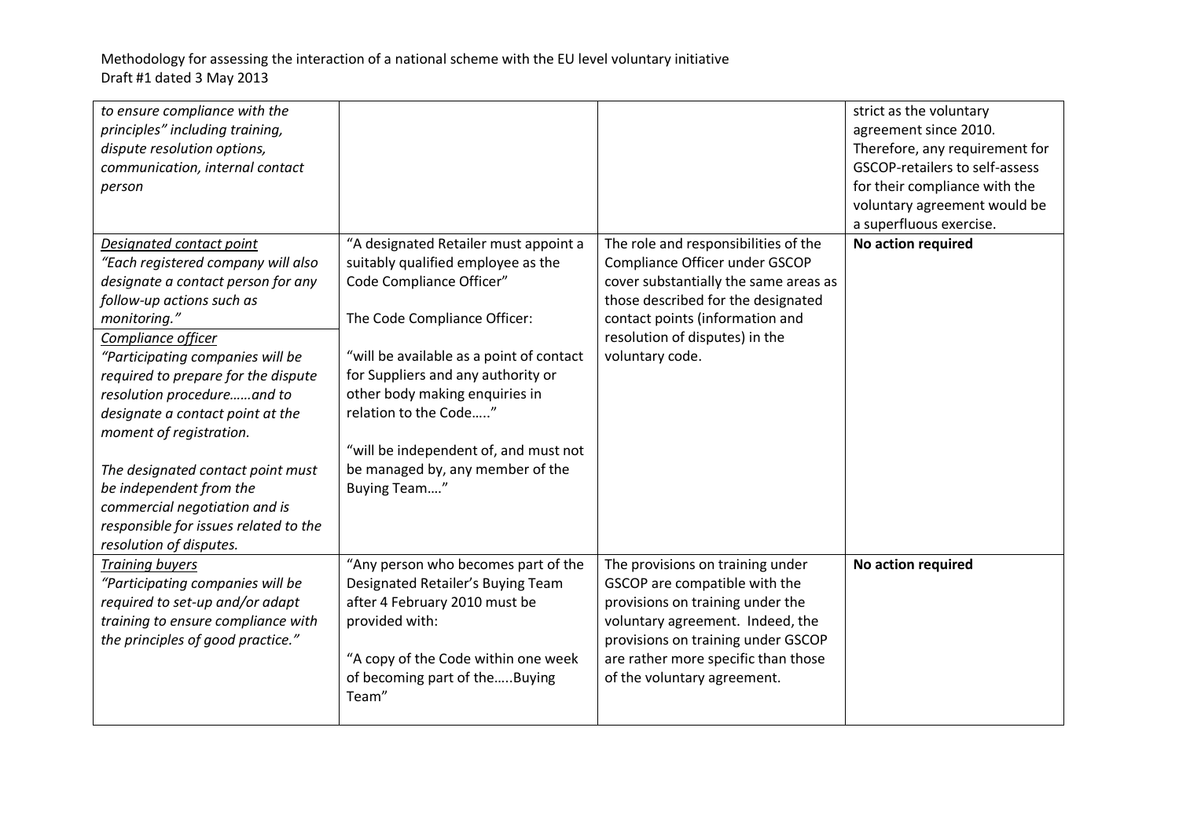| | | | |
|---|---|---|---|
| *to ensure compliance with the principles" including training, dispute resolution options, communication, internal contact person* | | | strict as the voluntary agreement since 2010. Therefore, any requirement for GSCOP-retailers to self-assess for their compliance with the voluntary agreement would be a superfluous exercise. |
| *Designated contact point*<br>*"Each registered company will also designate a contact person for any follow-up actions such as monitoring."*<br>*Compliance officer*<br>*"Participating companies will be required to prepare for the dispute resolution procedure……and to designate a contact point at the moment of registration.*<br><br>*The designated contact point must be independent from the commercial negotiation and is responsible for issues related to the resolution of disputes.* | "A designated Retailer must appoint a suitably qualified employee as the Code Compliance Officer"<br><br>The Code Compliance Officer:<br><br>"will be available as a point of contact for Suppliers and any authority or other body making enquiries in relation to the Code….."<br><br>"will be independent of, and must not be managed by, any member of the Buying Team…." | The role and responsibilities of the Compliance Officer under GSCOP cover substantially the same areas as those described for the designated contact points (information and resolution of disputes) in the voluntary code. | **No action required** |
| *Training buyers*<br>*"Participating companies will be required to set-up and/or adapt training to ensure compliance with the principles of good practice."* | "Any person who becomes part of the Designated Retailer's Buying Team after 4 February 2010 must be provided with:<br><br>"A copy of the Code within one week of becoming part of the…..Buying Team" | The provisions on training under GSCOP are compatible with the provisions on training under the voluntary agreement. Indeed, the provisions on training under GSCOP are rather more specific than those of the voluntary agreement. | **No action required** |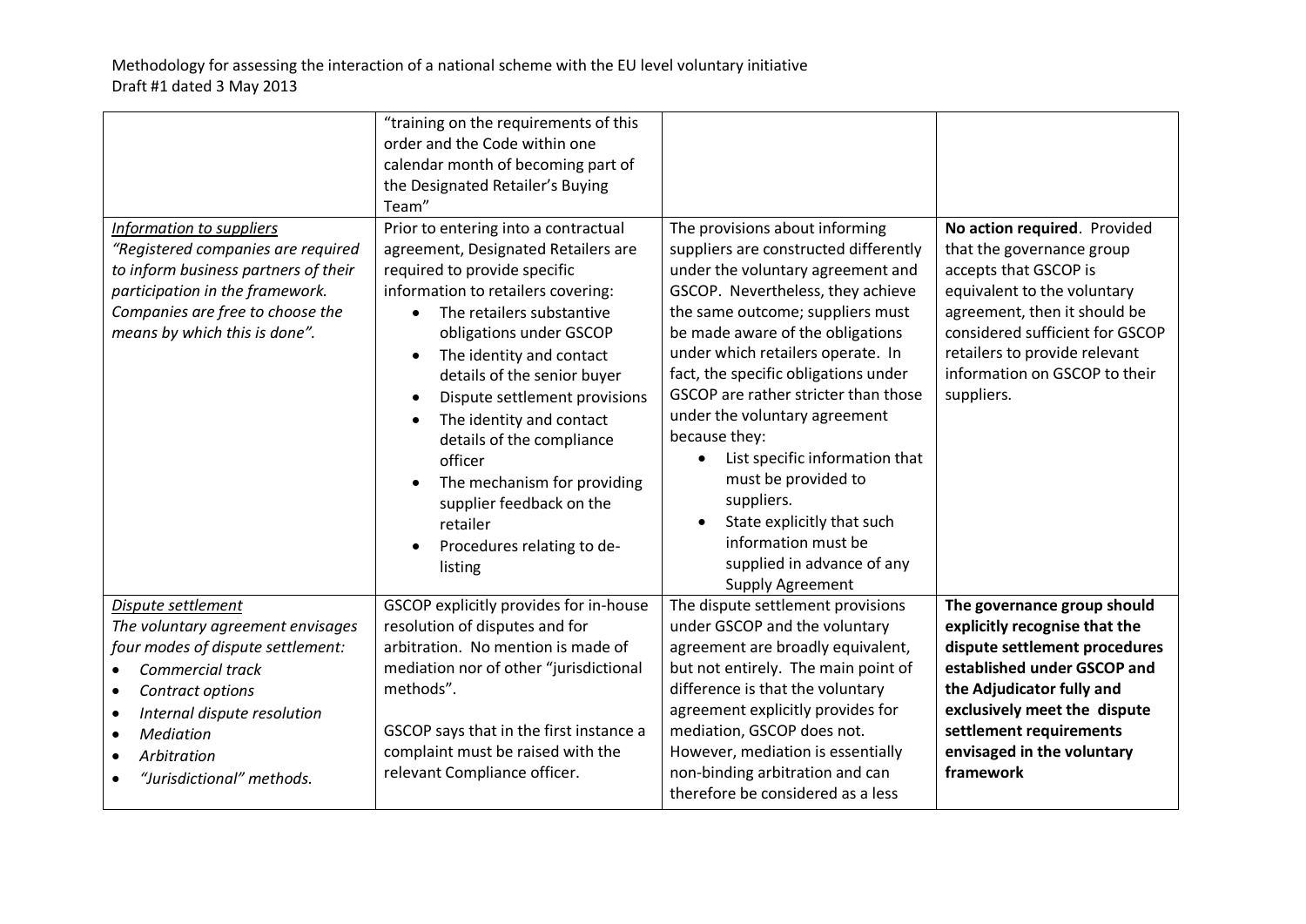| | | | |
|---|---|---|---|
| | "training on the requirements of this order and the Code within one calendar month of becoming part of the Designated Retailer's Buying Team" | | |
| <u>*Information to suppliers*</u><br>*"Registered companies are required to inform business partners of their participation in the framework. Companies are free to choose the means by which this is done".* | Prior to entering into a contractual agreement, Designated Retailers are required to provide specific information to retailers covering:<br>• The retailers substantive obligations under GSCOP<br>• The identity and contact details of the senior buyer<br>• Dispute settlement provisions<br>• The identity and contact details of the compliance officer<br>• The mechanism for providing supplier feedback on the retailer<br>• Procedures relating to de-listing | The provisions about informing suppliers are constructed differently under the voluntary agreement and GSCOP. Nevertheless, they achieve the same outcome; suppliers must be made aware of the obligations under which retailers operate. In fact, the specific obligations under GSCOP are rather stricter than those under the voluntary agreement because they:<br>• List specific information that must be provided to suppliers.<br>• State explicitly that such information must be supplied in advance of any Supply Agreement | **No action required**. Provided that the governance group accepts that GSCOP is equivalent to the voluntary agreement, then it should be considered sufficient for GSCOP retailers to provide relevant information on GSCOP to their suppliers. |
| <u>*Dispute settlement*</u><br>*The voluntary agreement envisages four modes of dispute settlement:*<br>• *Commercial track*<br>• *Contract options*<br>• *Internal dispute resolution*<br>• *Mediation*<br>• *Arbitration*<br>• *"Jurisdictional" methods.* | GSCOP explicitly provides for in-house resolution of disputes and for arbitration. No mention is made of mediation nor of other "jurisdictional methods".<br><br>GSCOP says that in the first instance a complaint must be raised with the relevant Compliance officer. | The dispute settlement provisions under GSCOP and the voluntary agreement are broadly equivalent, but not entirely. The main point of difference is that the voluntary agreement explicitly provides for mediation, GSCOP does not. However, mediation is essentially non-binding arbitration and can therefore be considered as a less | **The governance group should explicitly recognise that the dispute settlement procedures established under GSCOP and the Adjudicator fully and exclusively meet the dispute settlement requirements envisaged in the voluntary framework** |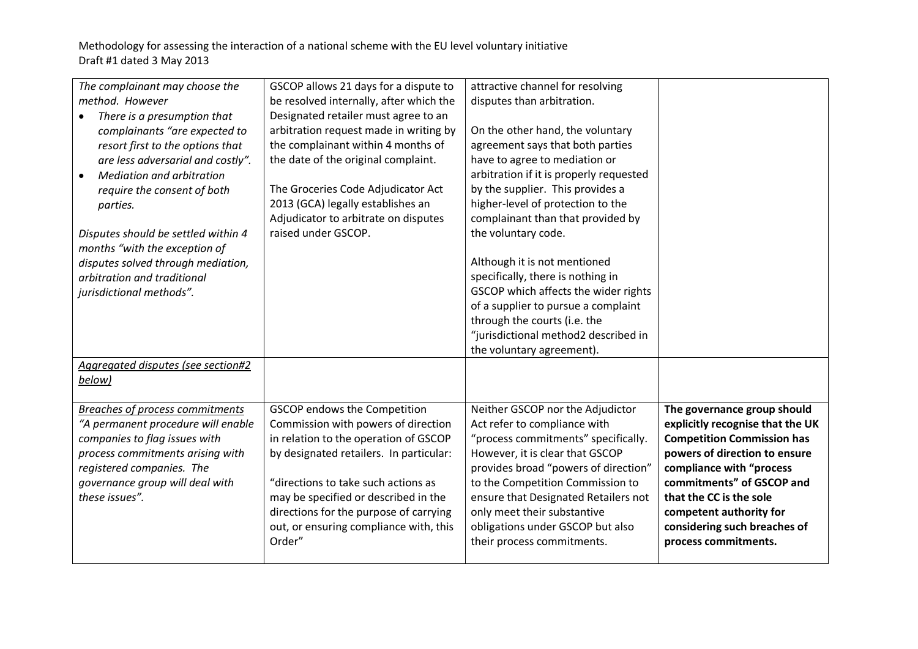Methodology for assessing the interaction of a national scheme with the EU level voluntary initiative
Draft #1 dated 3 May 2013

| | | | |
|---|---|---|---|
| *The complainant may choose the method. However*<br>• *There is a presumption that complainants "are expected to resort first to the options that are less adversarial and costly".*<br>• *Mediation and arbitration require the consent of both parties.*<br><br>*Disputes should be settled within 4 months "with the exception of disputes solved through mediation, arbitration and traditional jurisdictional methods".* | GSCOP allows 21 days for a dispute to be resolved internally, after which the Designated retailer must agree to an arbitration request made in writing by the complainant within 4 months of the date of the original complaint.<br><br>The Groceries Code Adjudicator Act 2013 (GCA) legally establishes an Adjudicator to arbitrate on disputes raised under GSCOP. | attractive channel for resolving disputes than arbitration.<br><br>On the other hand, the voluntary agreement says that both parties have to agree to mediation or arbitration if it is properly requested by the supplier. This provides a higher-level of protection to the complainant than that provided by the voluntary code.<br><br>Although it is not mentioned specifically, there is nothing in GSCOP which affects the wider rights of a supplier to pursue a complaint through the courts (i.e. the "jurisdictional method2 described in the voluntary agreement). | |
| *<u>Aggregated disputes (see section#2 below)</u>* | | | |
| *<u>Breaches of process commitments</u>*<br>*"A permanent procedure will enable companies to flag issues with process commitments arising with registered companies. The governance group will deal with these issues".* | GSCOP endows the Competition Commission with powers of direction in relation to the operation of GSCOP by designated retailers. In particular:<br><br>"directions to take such actions as may be specified or described in the directions for the purpose of carrying out, or ensuring compliance with, this Order" | Neither GSCOP nor the Adjudictor Act refer to compliance with "process commitments" specifically. However, it is clear that GSCOP provides broad "powers of direction" to the Competition Commission to ensure that Designated Retailers not only meet their substantive obligations under GSCOP but also their process commitments. | **The governance group should explicitly recognise that the UK Competition Commission has powers of direction to ensure compliance with "process commitments" of GSCOP and that the CC is the sole competent authority for considering such breaches of process commitments.** |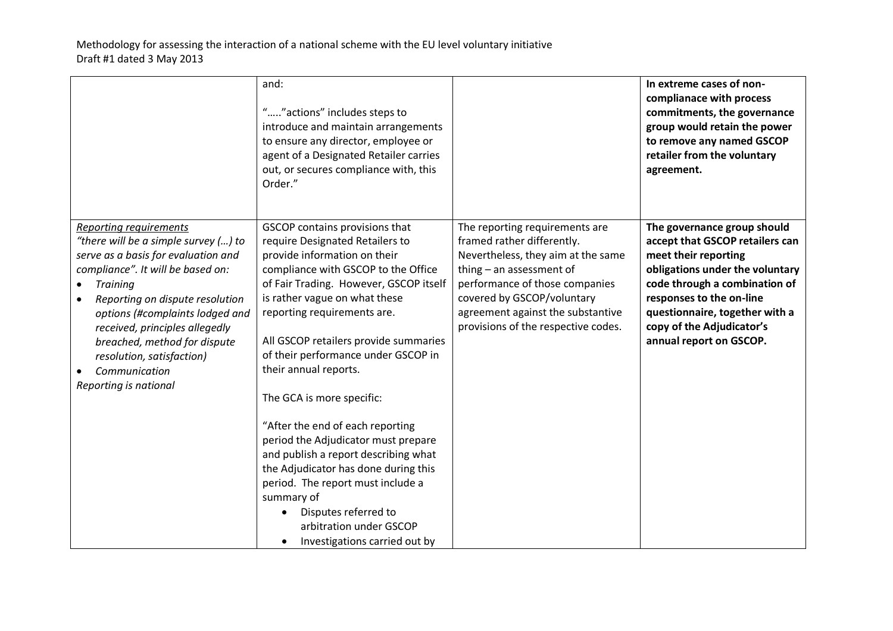| | | | |
|---|---|---|---|
| | and:<br><br>"….."actions" includes steps to introduce and maintain arrangements to ensure any director, employee or agent of a Designated Retailer carries out, or secures compliance with, this Order." | | **In extreme cases of non-complianace with process commitments, the governance group would retain the power to remove any named GSCOP retailer from the voluntary agreement.** |
| <u>*Reporting requirements*</u><br>*"there will be a simple survey (…) to serve as a basis for evaluation and compliance". It will be based on:*<br>• *Training*<br>• *Reporting on dispute resolution options (#complaints lodged and received, principles allegedly breached, method for dispute resolution, satisfaction)*<br>• *Communication*<br>*Reporting is national* | GSCOP contains provisions that require Designated Retailers to provide information on their compliance with GSCOP to the Office of Fair Trading. However, GSCOP itself is rather vague on what these reporting requirements are.<br><br>All GSCOP retailers provide summaries of their performance under GSCOP in their annual reports.<br><br>The GCA is more specific:<br><br>"After the end of each reporting period the Adjudicator must prepare and publish a report describing what the Adjudicator has done during this period. The report must include a summary of<br>• Disputes referred to arbitration under GSCOP<br>• Investigations carried out by | The reporting requirements are framed rather differently. Nevertheless, they aim at the same thing – an assessment of performance of those companies covered by GSCOP/voluntary agreement against the substantive provisions of the respective codes. | **The governance group should accept that GSCOP retailers can meet their reporting obligations under the voluntary code through a combination of responses to the on-line questionnaire, together with a copy of the Adjudicator's annual report on GSCOP.** |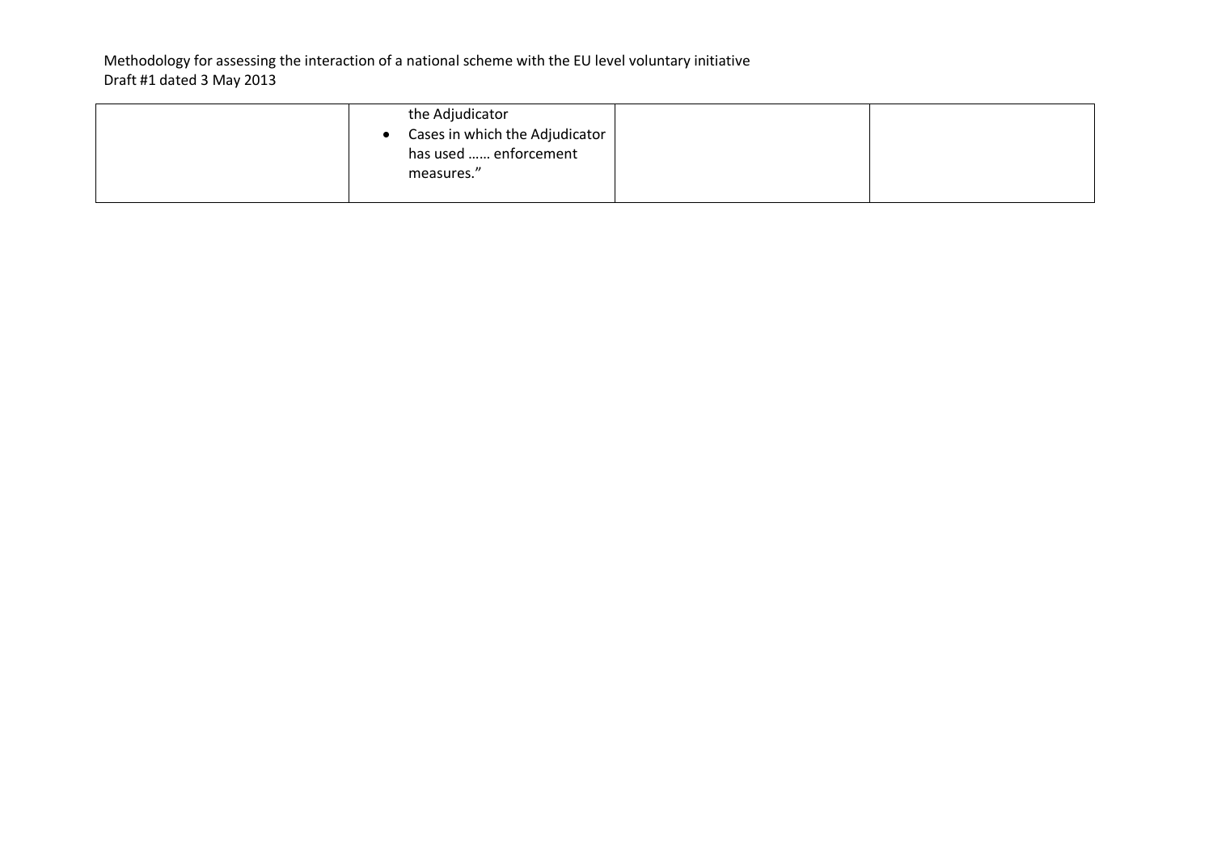| | | | |
|---|---|---|---|
| | the Adjudicator<br>• Cases in which the Adjudicator has used …… enforcement measures.” | | |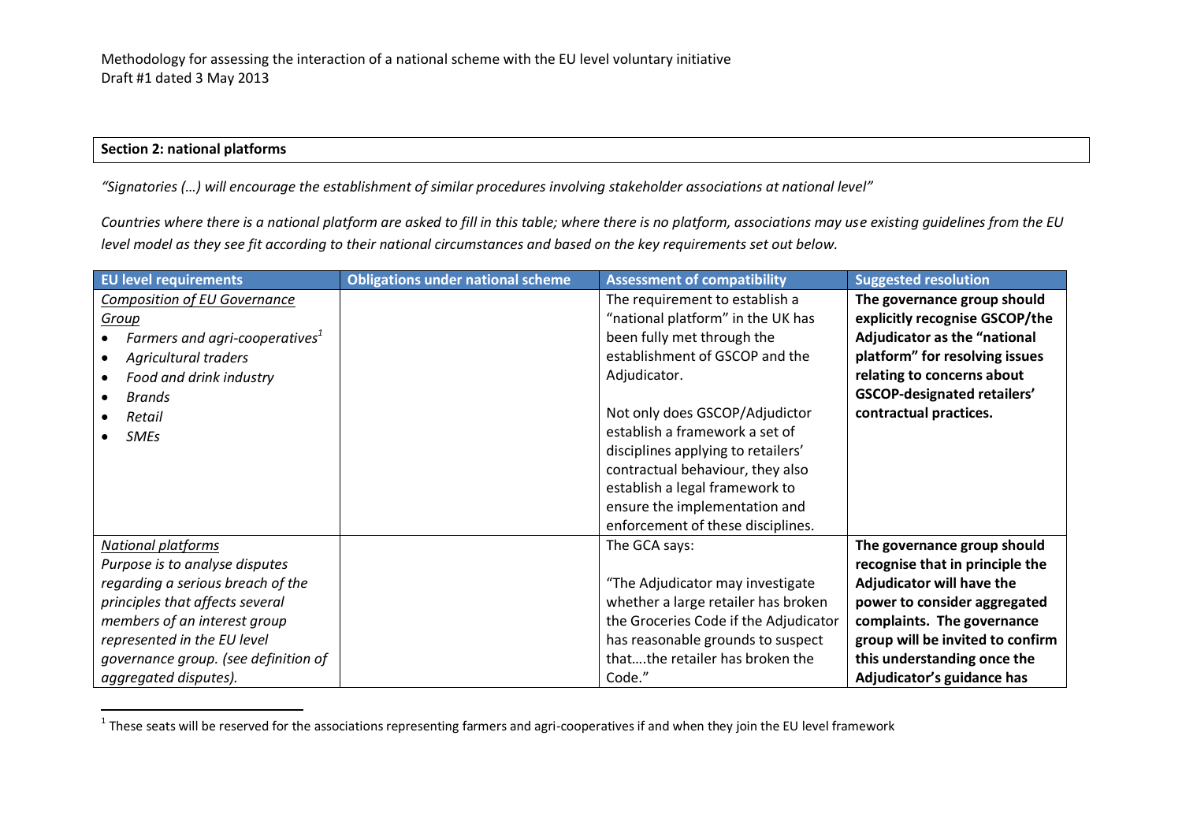Methodology for assessing the interaction of a national scheme with the EU level voluntary initiative
Draft #1 dated 3 May 2013

**Section 2: national platforms**

*"Signatories (…) will encourage the establishment of similar procedures involving stakeholder associations at national level"*

*Countries where there is a national platform are asked to fill in this table; where there is no platform, associations may use existing guidelines from the EU level model as they see fit according to their national circumstances and based on the key requirements set out below.*

| EU level requirements | Obligations under national scheme | Assessment of compatibility | Suggested resolution |
|---|---|---|---|
| *Composition of EU Governance Group*<br>• *Farmers and agri-cooperatives*[1]<br>• *Agricultural traders*<br>• *Food and drink industry*<br>• *Brands*<br>• *Retail*<br>• *SMEs* | | The requirement to establish a "national platform" in the UK has been fully met through the establishment of GSCOP and the Adjudicator.<br><br>Not only does GSCOP/Adjudictor establish a framework a set of disciplines applying to retailers' contractual behaviour, they also establish a legal framework to ensure the implementation and enforcement of these disciplines. | **The governance group should explicitly recognise GSCOP/the Adjudicator as the "national platform" for resolving issues relating to concerns about GSCOP-designated retailers' contractual practices.** |
| *National platforms*<br>*Purpose is to analyse disputes regarding a serious breach of the principles that affects several members of an interest group represented in the EU level governance group. (see definition of aggregated disputes).* | | The GCA says:<br><br>"The Adjudicator may investigate whether a large retailer has broken the Groceries Code if the Adjudicator has reasonable grounds to suspect that….the retailer has broken the Code." | **The governance group should recognise that in principle the Adjudicator will have the power to consider aggregated complaints. The governance group will be invited to confirm this understanding once the Adjudicator's guidance has** |

[1] These seats will be reserved for the associations representing farmers and agri-cooperatives if and when they join the EU level framework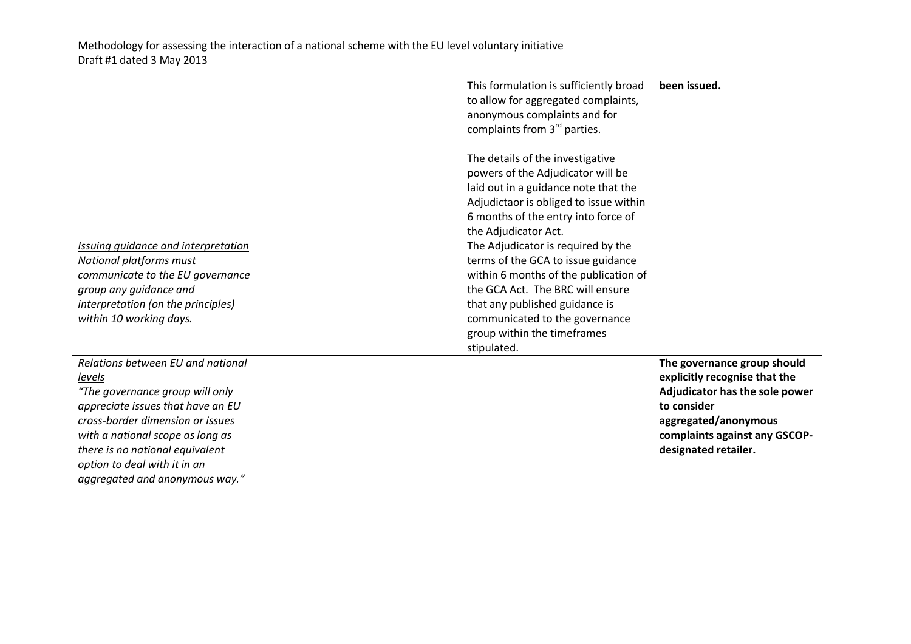| | | | |
|---|---|---|---|
| | | This formulation is sufficiently broad to allow for aggregated complaints, anonymous complaints and for complaints from 3rd parties.<br><br>The details of the investigative powers of the Adjudicator will be laid out in a guidance note that the Adjudictaor is obliged to issue within 6 months of the entry into force of the Adjudicator Act. | **been issued.** |
| <u>*Issuing guidance and interpretation*</u><br>*National platforms must communicate to the EU governance group any guidance and interpretation (on the principles) within 10 working days.* | | The Adjudicator is required by the terms of the GCA to issue guidance within 6 months of the publication of the GCA Act. The BRC will ensure that any published guidance is communicated to the governance group within the timeframes stipulated. | |
| <u>*Relations between EU and national levels*</u><br>*"The governance group will only appreciate issues that have an EU cross-border dimension or issues with a national scope as long as there is no national equivalent option to deal with it in an aggregated and anonymous way."* | | | **The governance group should explicitly recognise that the Adjudicator has the sole power to consider aggregated/anonymous complaints against any GSCOP-designated retailer.** |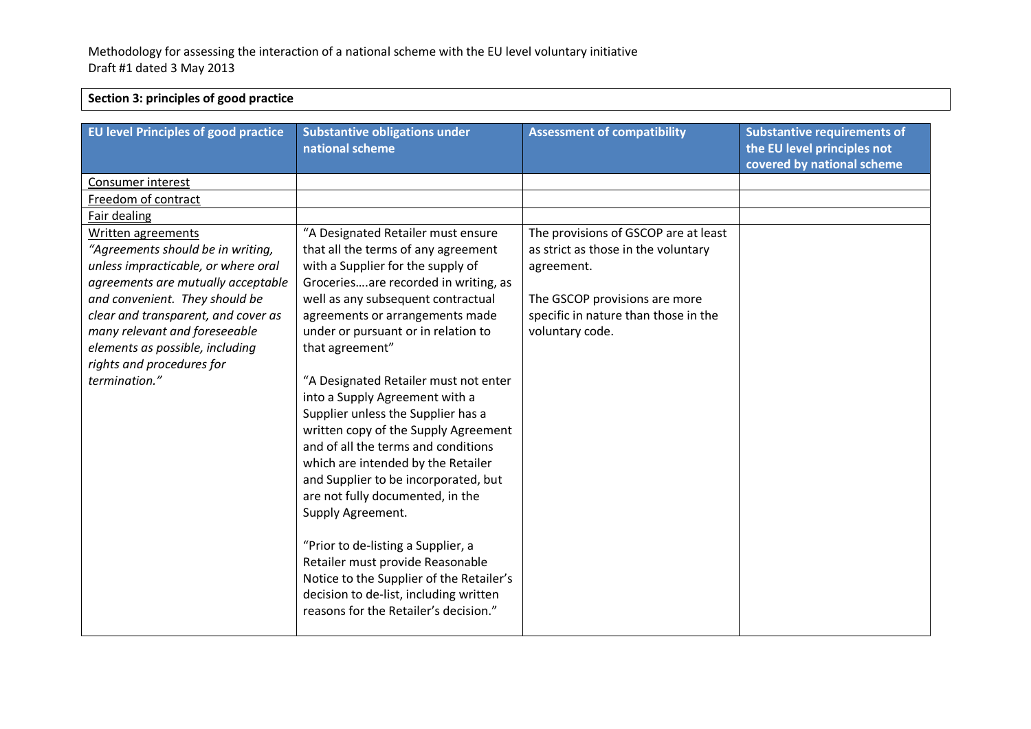Methodology for assessing the interaction of a national scheme with the EU level voluntary initiative
Draft #1 dated 3 May 2013

**Section 3: principles of good practice**

| EU level Principles of good practice | Substantive obligations under national scheme | Assessment of compatibility | Substantive requirements of the EU level principles not covered by national scheme |
|---|---|---|---|
| Consumer interest | | | |
| Freedom of contract | | | |
| Fair dealing | | | |
| Written agreements<br>*"Agreements should be in writing, unless impracticable, or where oral agreements are mutually acceptable and convenient. They should be clear and transparent, and cover as many relevant and foreseeable elements as possible, including rights and procedures for termination."* | "A Designated Retailer must ensure that all the terms of any agreement with a Supplier for the supply of Groceries….are recorded in writing, as well as any subsequent contractual agreements or arrangements made under or pursuant or in relation to that agreement"<br><br>"A Designated Retailer must not enter into a Supply Agreement with a Supplier unless the Supplier has a written copy of the Supply Agreement and of all the terms and conditions which are intended by the Retailer and Supplier to be incorporated, but are not fully documented, in the Supply Agreement.<br><br>"Prior to de-listing a Supplier, a Retailer must provide Reasonable Notice to the Supplier of the Retailer's decision to de-list, including written reasons for the Retailer's decision." | The provisions of GSCOP are at least as strict as those in the voluntary agreement.<br><br>The GSCOP provisions are more specific in nature than those in the voluntary code. | |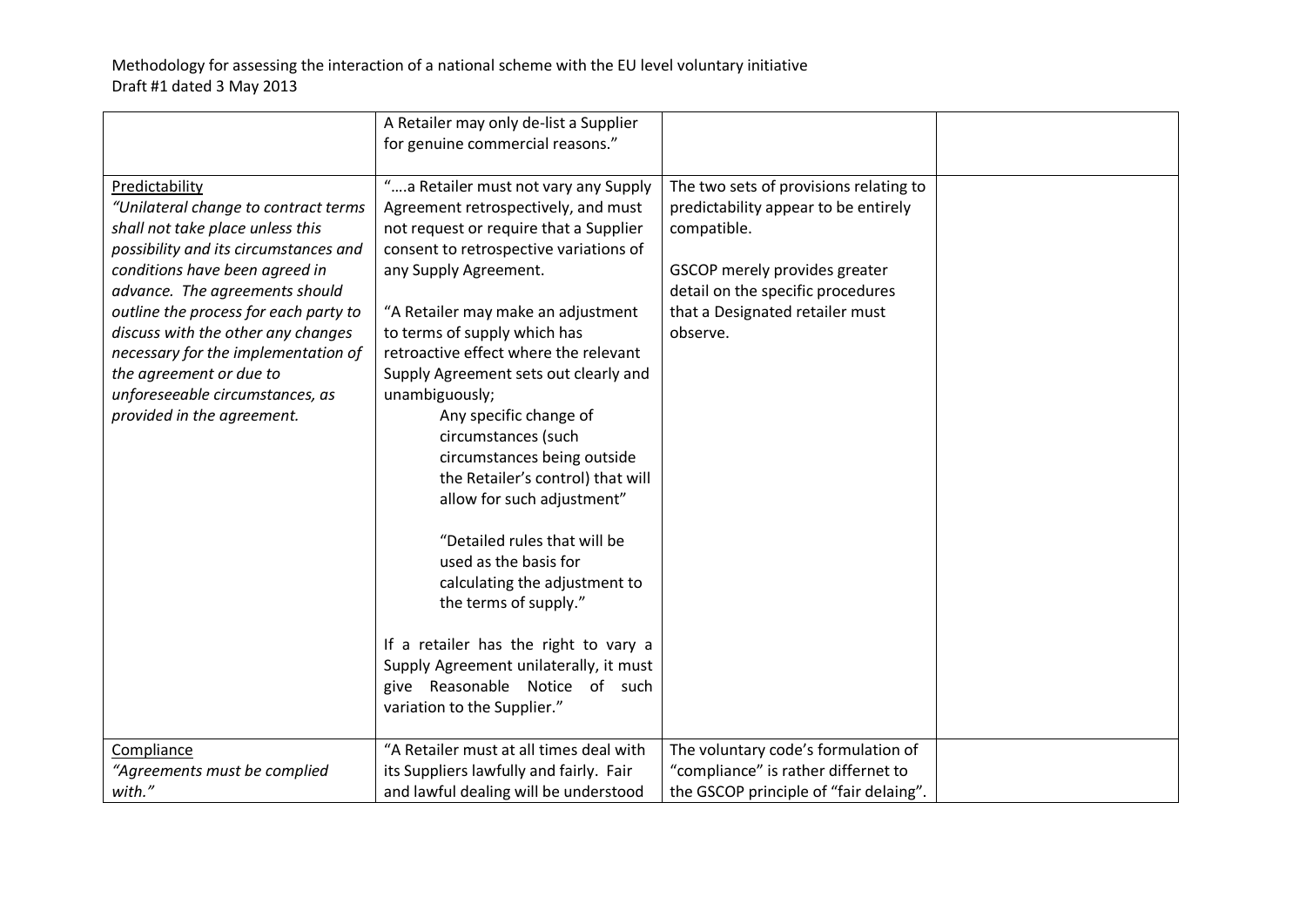| | | | |
|---|---|---|---|
| | A Retailer may only de-list a Supplier for genuine commercial reasons." | | |
| Predictability<br>*"Unilateral change to contract terms shall not take place unless this possibility and its circumstances and conditions have been agreed in advance. The agreements should outline the process for each party to discuss with the other any changes necessary for the implementation of the agreement or due to unforeseeable circumstances, as provided in the agreement.* | "….a Retailer must not vary any Supply Agreement retrospectively, and must not request or require that a Supplier consent to retrospective variations of any Supply Agreement.<br><br>"A Retailer may make an adjustment to terms of supply which has retroactive effect where the relevant Supply Agreement sets out clearly and unambiguously;<br>Any specific change of circumstances (such circumstances being outside the Retailer's control) that will allow for such adjustment"<br><br>"Detailed rules that will be used as the basis for calculating the adjustment to the terms of supply."<br><br>If a retailer has the right to vary a Supply Agreement unilaterally, it must give Reasonable Notice of such variation to the Supplier." | The two sets of provisions relating to predictability appear to be entirely compatible.<br><br>GSCOP merely provides greater detail on the specific procedures that a Designated retailer must observe. | |
| Compliance<br>*"Agreements must be complied with."* | "A Retailer must at all times deal with its Suppliers lawfully and fairly. Fair and lawful dealing will be understood | The voluntary code's formulation of "compliance" is rather differnet to the GSCOP principle of "fair delaing". | |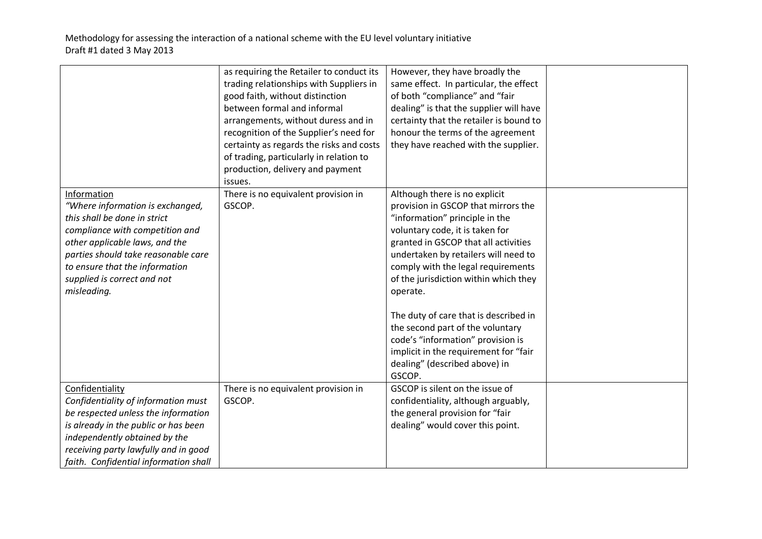| | | | |
|---|---|---|---|
| | as requiring the Retailer to conduct its trading relationships with Suppliers in good faith, without distinction between formal and informal arrangements, without duress and in recognition of the Supplier's need for certainty as regards the risks and costs of trading, particularly in relation to production, delivery and payment issues. | However, they have broadly the same effect. In particular, the effect of both "compliance" and "fair dealing" is that the supplier will have certainty that the retailer is bound to honour the terms of the agreement they have reached with the supplier. | |
| Information<br>*"Where information is exchanged, this shall be done in strict compliance with competition and other applicable laws, and the parties should take reasonable care to ensure that the information supplied is correct and not misleading.* | There is no equivalent provision in GSCOP. | Although there is no explicit provision in GSCOP that mirrors the "information" principle in the voluntary code, it is taken for granted in GSCOP that all activities undertaken by retailers will need to comply with the legal requirements of the jurisdiction within which they operate.<br><br>The duty of care that is described in the second part of the voluntary code's "information" provision is implicit in the requirement for "fair dealing" (described above) in GSCOP. | |
| Confidentiality<br>*Confidentiality of information must be respected unless the information is already in the public or has been independently obtained by the receiving party lawfully and in good faith. Confidential information shall* | There is no equivalent provision in GSCOP. | GSCOP is silent on the issue of confidentiality, although arguably, the general provision for "fair dealing" would cover this point. | |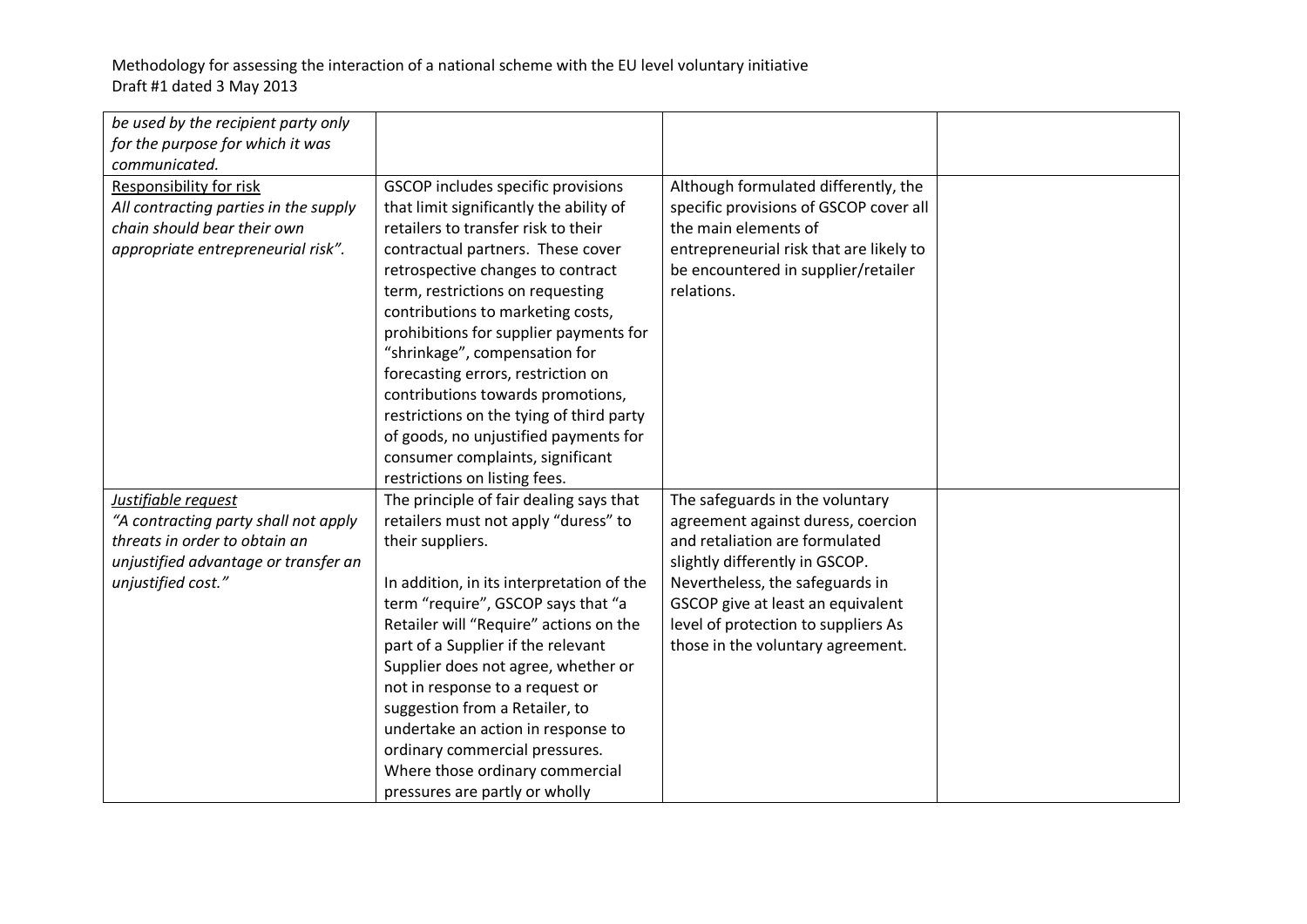| | | | |
|---|---|---|---|
| *be used by the recipient party only for the purpose for which it was communicated.* | | | |
| Responsibility for risk<br>*All contracting parties in the supply chain should bear their own appropriate entrepreneurial risk".* | GSCOP includes specific provisions that limit significantly the ability of retailers to transfer risk to their contractual partners. These cover retrospective changes to contract term, restrictions on requesting contributions to marketing costs, prohibitions for supplier payments for "shrinkage", compensation for forecasting errors, restriction on contributions towards promotions, restrictions on the tying of third party of goods, no unjustified payments for consumer complaints, significant restrictions on listing fees. | Although formulated differently, the specific provisions of GSCOP cover all the main elements of entrepreneurial risk that are likely to be encountered in supplier/retailer relations. | |
| *Justifiable request*<br>*"A contracting party shall not apply threats in order to obtain an unjustified advantage or transfer an unjustified cost."* | The principle of fair dealing says that retailers must not apply "duress" to their suppliers.<br><br>In addition, in its interpretation of the term "require", GSCOP says that "a Retailer will "Require" actions on the part of a Supplier if the relevant Supplier does not agree, whether or not in response to a request or suggestion from a Retailer, to undertake an action in response to ordinary commercial pressures. Where those ordinary commercial pressures are partly or wholly | The safeguards in the voluntary agreement against duress, coercion and retaliation are formulated slightly differently in GSCOP. Nevertheless, the safeguards in GSCOP give at least an equivalent level of protection to suppliers As those in the voluntary agreement. | |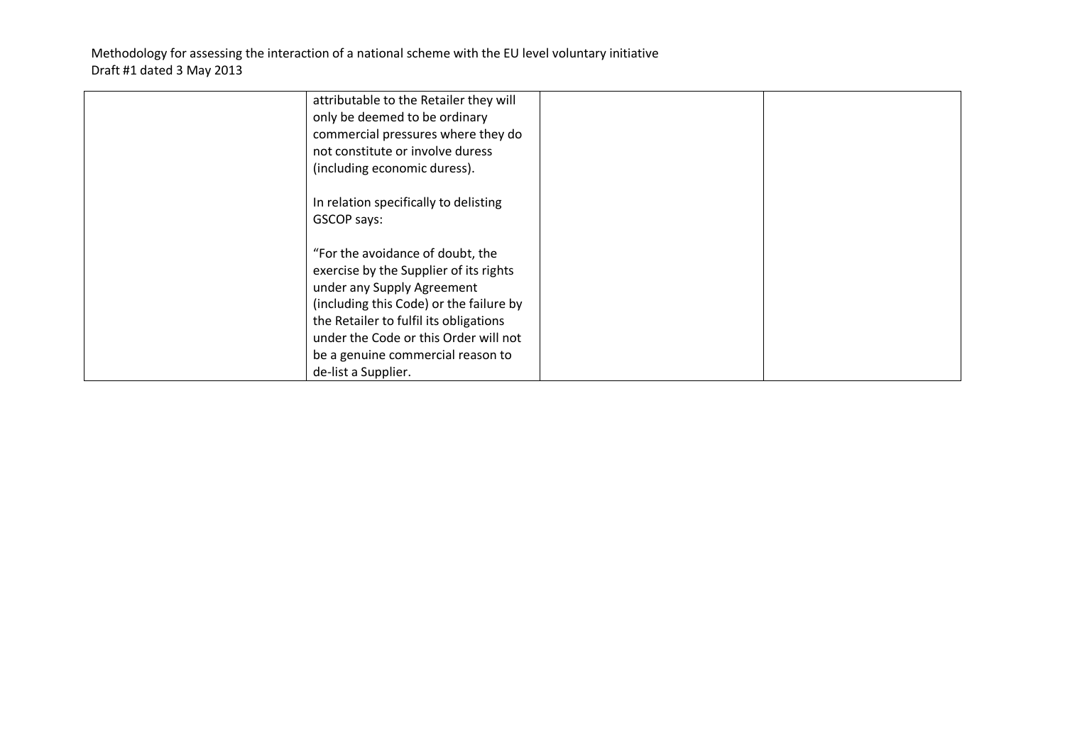| | | | |
|---|---|---|---|
| | attributable to the Retailer they will only be deemed to be ordinary commercial pressures where they do not constitute or involve duress (including economic duress).<br><br>In relation specifically to delisting GSCOP says:<br><br>"For the avoidance of doubt, the exercise by the Supplier of its rights under any Supply Agreement (including this Code) or the failure by the Retailer to fulfil its obligations under the Code or this Order will not be a genuine commercial reason to de-list a Supplier. | | |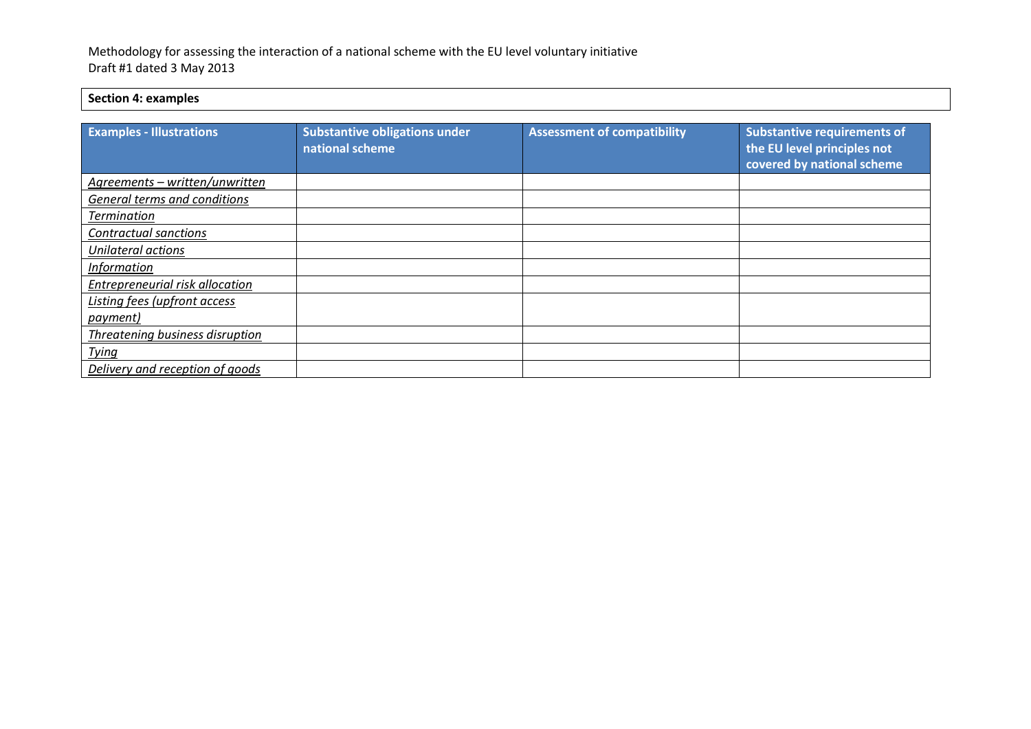Methodology for assessing the interaction of a national scheme with the EU level voluntary initiative
Draft #1 dated 3 May 2013

**Section 4: examples**

| Examples - Illustrations | Substantive obligations under national scheme | Assessment of compatibility | Substantive requirements of the EU level principles not covered by national scheme |
|---|---|---|---|
| *Agreements – written/unwritten* | | | |
| *General terms and conditions* | | | |
| *Termination* | | | |
| *Contractual sanctions* | | | |
| *Unilateral actions* | | | |
| *Information* | | | |
| *Entrepreneurial risk allocation* | | | |
| *Listing fees (upfront access payment)* | | | |
| *Threatening business disruption* | | | |
| *Tying* | | | |
| *Delivery and reception of goods* | | | |